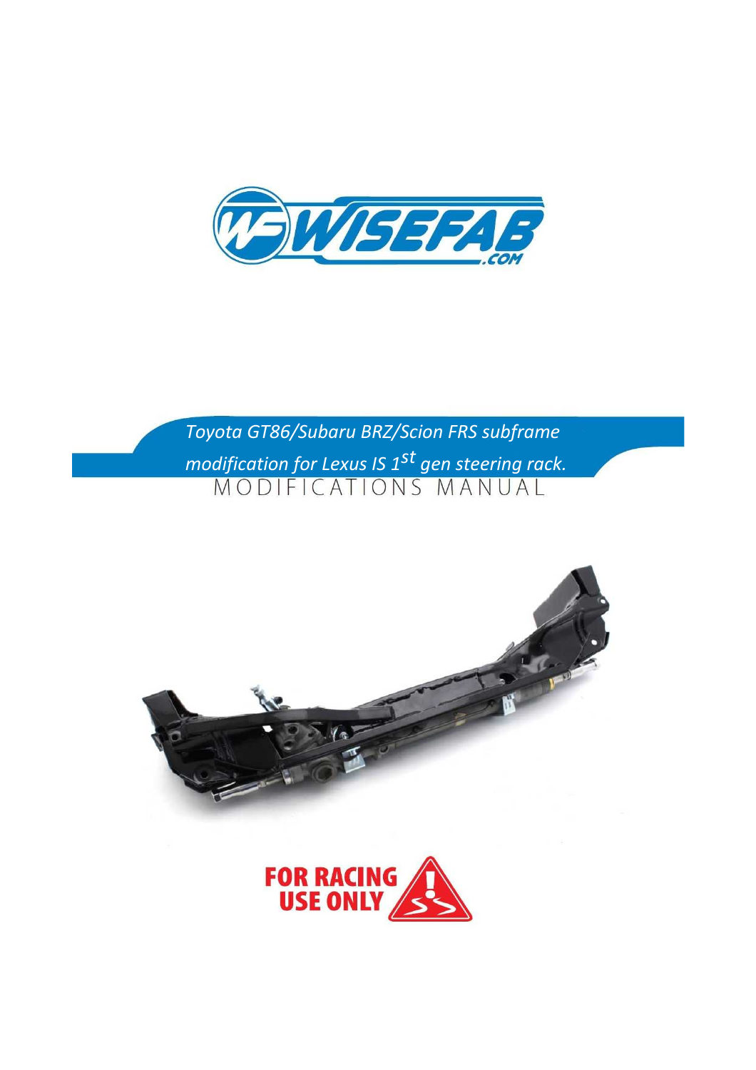# Toyota GT86/Subaru BRZ/Scion FRS subframe modification for Lexus IS 1st gen steering rack.

MODIFICATIONS MANUAL

FOR RACING USE ONLY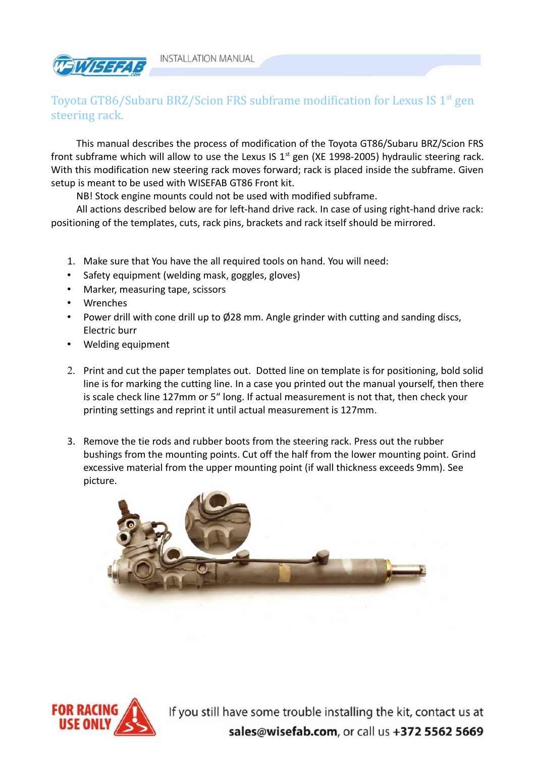# Toyota GT86/Subaru BRZ/Scion FRS subframe modification for Lexus IS 1st gen steering rack.

This manual describes the process of modification of the Toyota GT86/Subaru BRZ/Scion FRS front subframe which will allow to use the Lexus IS 1st gen (XE 1998-2005) hydraulic steering rack. With this modification new steering rack moves forward; rack is placed inside the subframe. Given setup is meant to be used with WISEFAB GT86 Front kit.

NB! Stock engine mounts could not be used with modified subframe.

All actions described below are for left-hand drive rack. In case of using right-hand drive rack: positioning of the templates, cuts, rack pins, brackets and rack itself should be mirrored.

1. Make sure that You have the all required tools on hand. You will need:
   - Safety equipment (welding mask, goggles, gloves)
   - Marker, measuring tape, scissors
   - Wrenches
   - Power drill with cone drill up to Ø28 mm. Angle grinder with cutting and sanding discs, Electric burr
   - Welding equipment

2. Print and cut the paper templates out. Dotted line on template is for positioning, bold solid line is for marking the cutting line. In a case you printed out the manual yourself, then there is scale check line 127mm or 5" long. If actual measurement is not that, then check your printing settings and reprint it until actual measurement is 127mm.

3. Remove the tie rods and rubber boots from the steering rack. Press out the rubber bushings from the mounting points. Cut off the half from the lower mounting point. Grind excessive material from the upper mounting point (if wall thickness exceeds 9mm). See picture.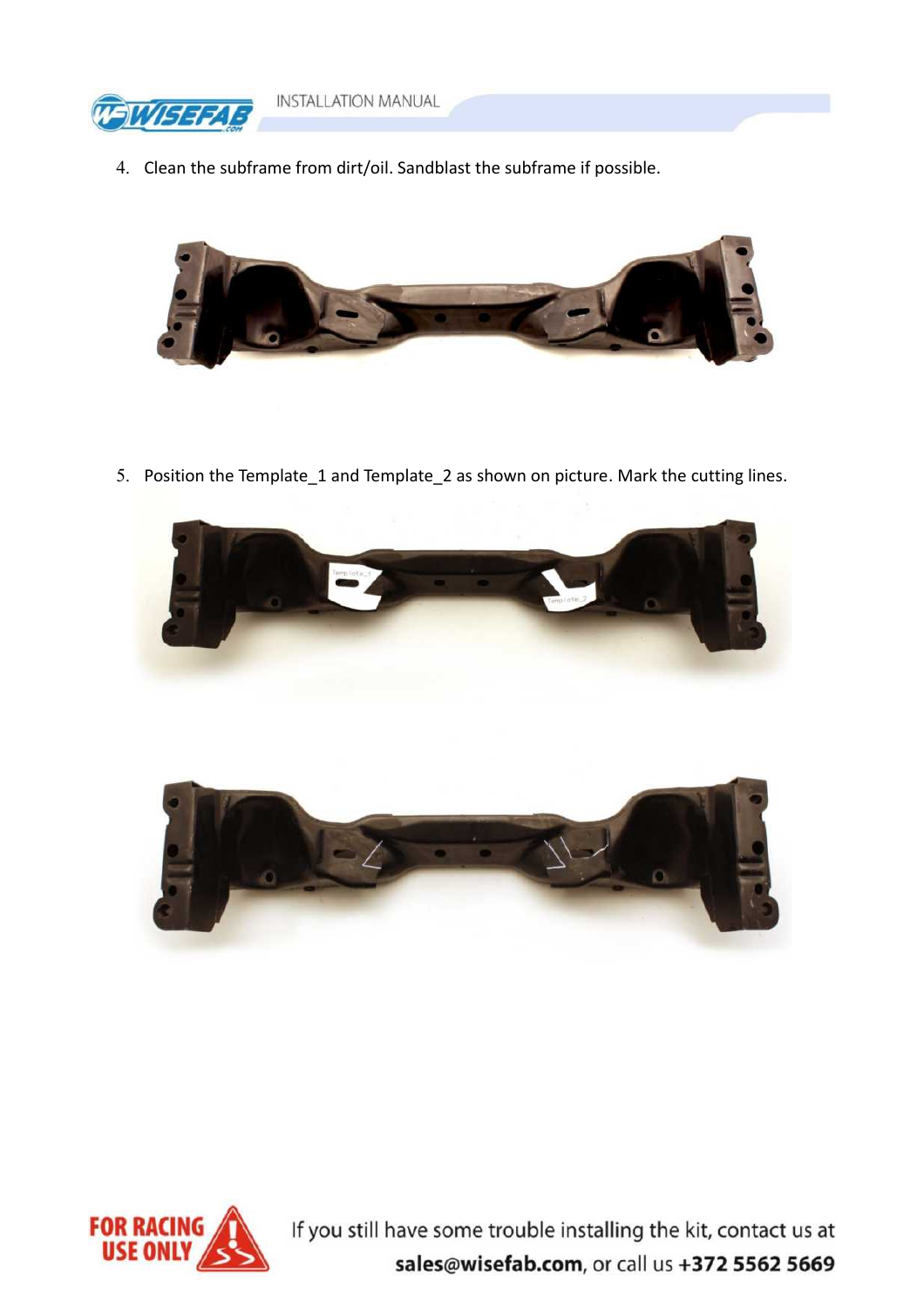4. Clean the subframe from dirt/oil. Sandblast the subframe if possible.

5. Position the Template_1 and Template_2 as shown on picture. Mark the cutting lines.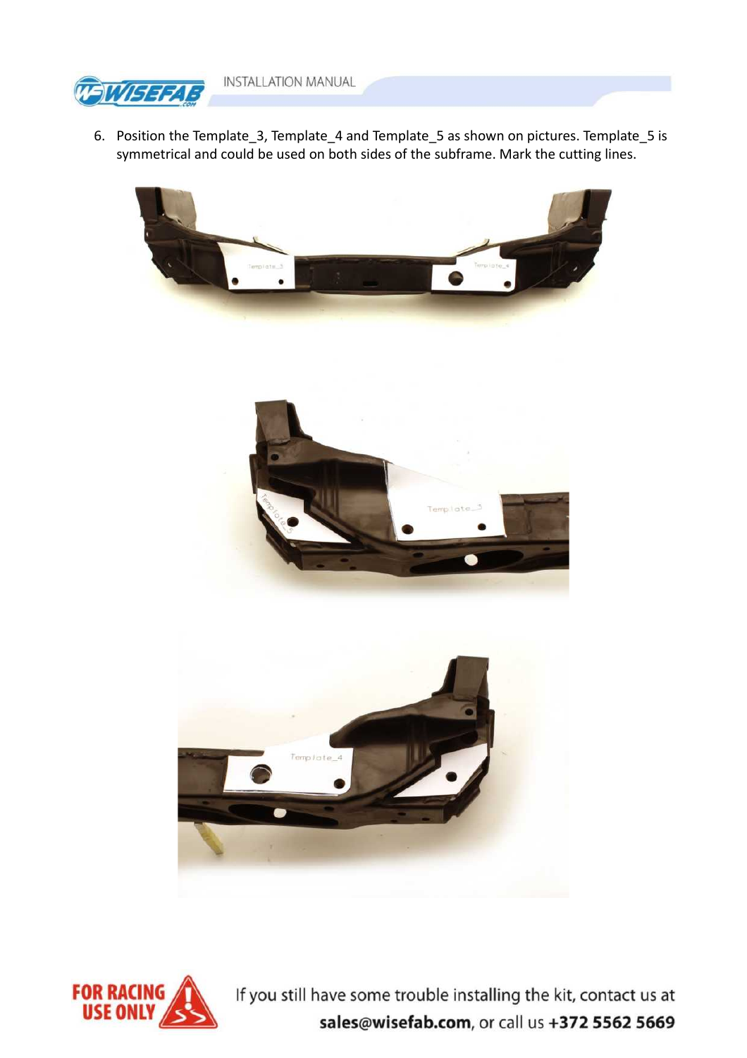6. Position the Template_3, Template_4 and Template_5 as shown on pictures. Template_5 is symmetrical and could be used on both sides of the subframe. Mark the cutting lines.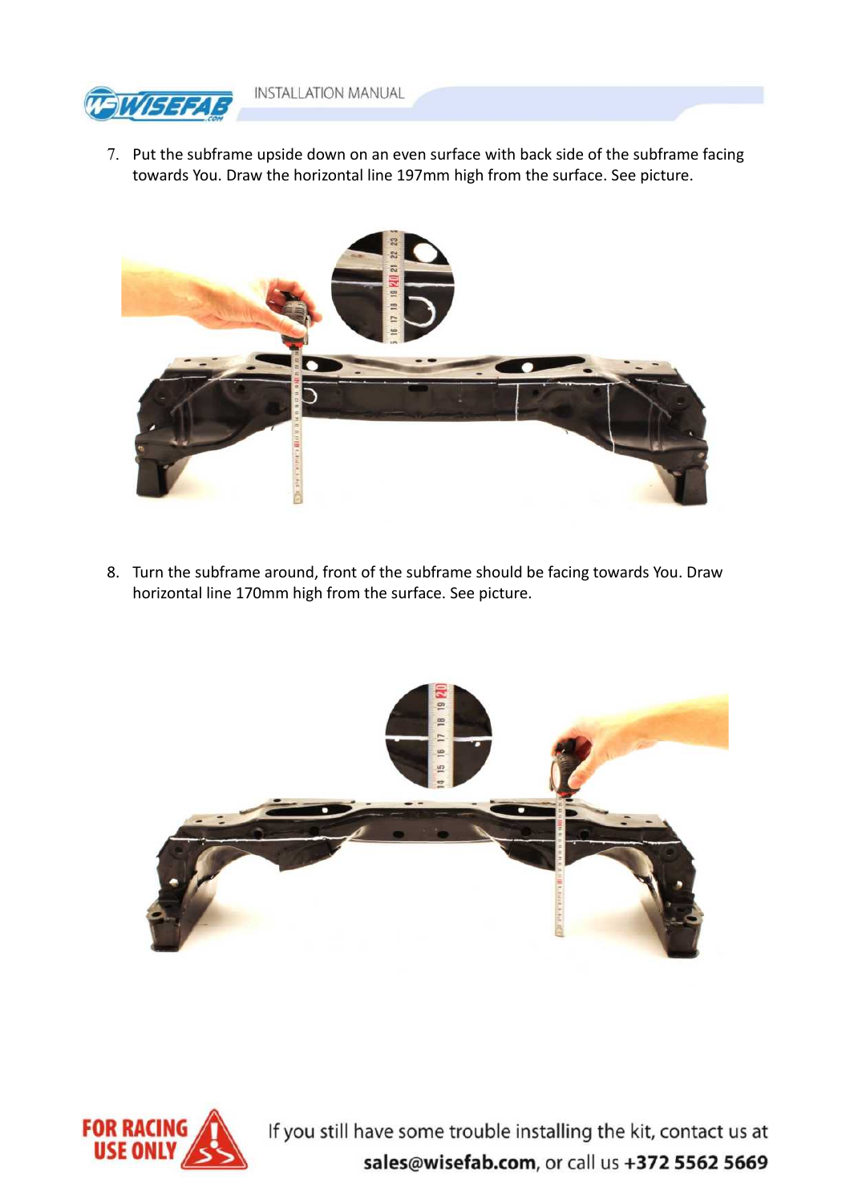7. Put the subframe upside down on an even surface with back side of the subframe facing towards You. Draw the horizontal line 197mm high from the surface. See picture.

8. Turn the subframe around, front of the subframe should be facing towards You. Draw horizontal line 170mm high from the surface. See picture.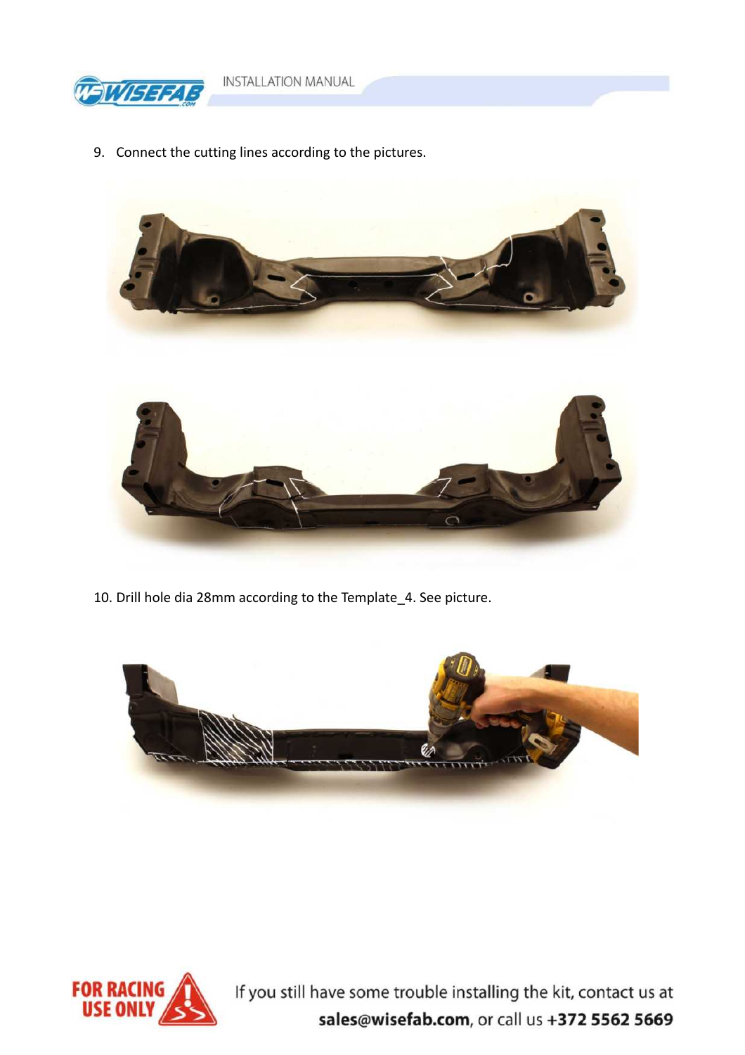9. Connect the cutting lines according to the pictures.

10. Drill hole dia 28mm according to the Template_4. See picture.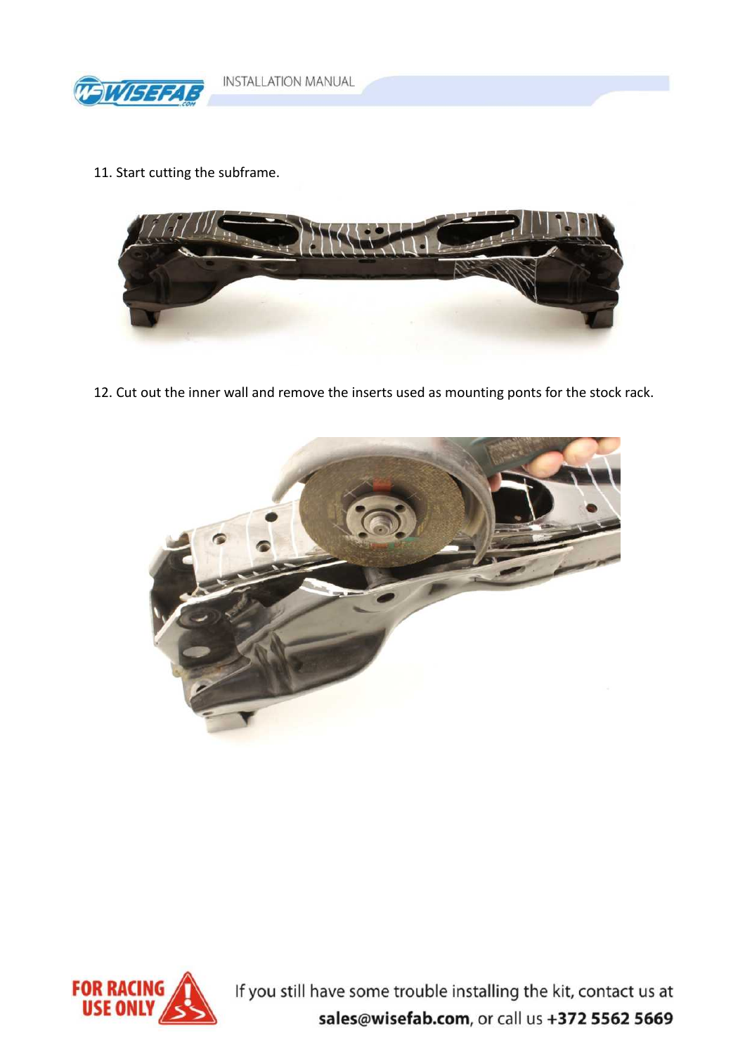11. Start cutting the subframe.

12. Cut out the inner wall and remove the inserts used as mounting ponts for the stock rack.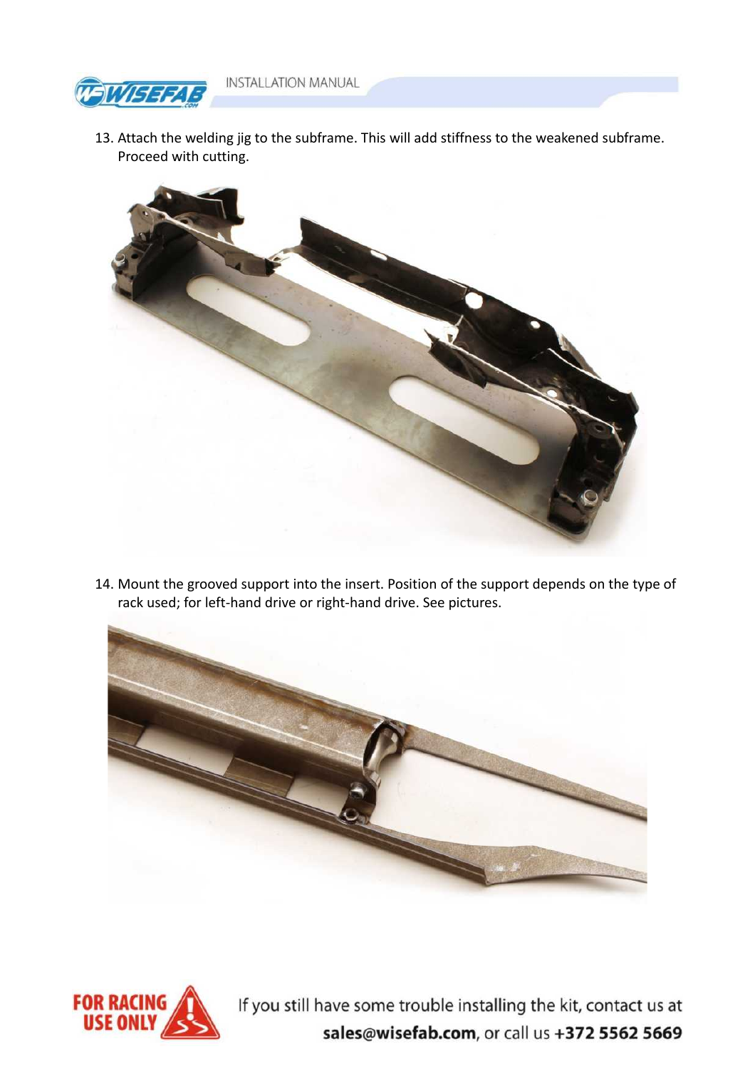13. Attach the welding jig to the subframe. This will add stiffness to the weakened subframe. Proceed with cutting.

14. Mount the grooved support into the insert. Position of the support depends on the type of rack used; for left-hand drive or right-hand drive. See pictures.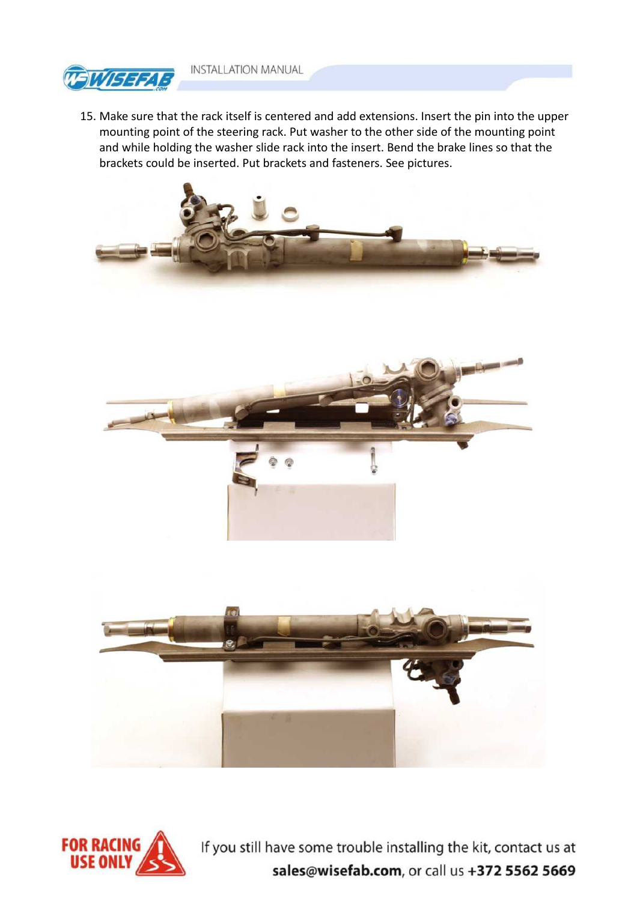15. Make sure that the rack itself is centered and add extensions. Insert the pin into the upper mounting point of the steering rack. Put washer to the other side of the mounting point and while holding the washer slide rack into the insert. Bend the brake lines so that the brackets could be inserted. Put brackets and fasteners. See pictures.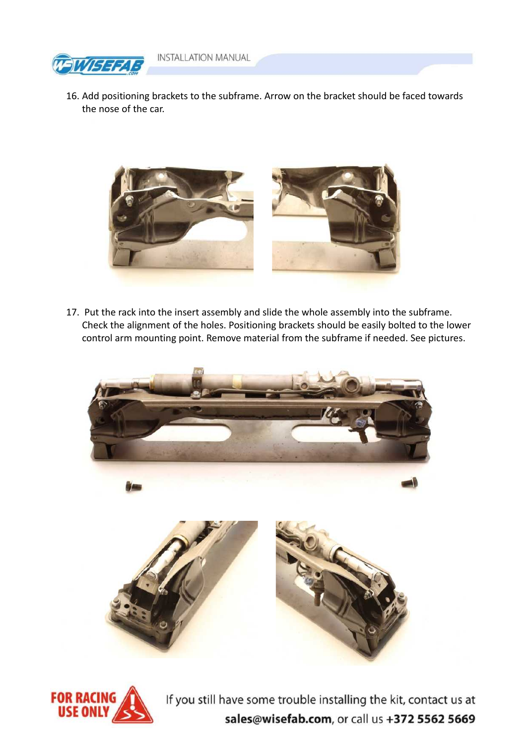16. Add positioning brackets to the subframe. Arrow on the bracket should be faced towards the nose of the car.

17. Put the rack into the insert assembly and slide the whole assembly into the subframe. Check the alignment of the holes. Positioning brackets should be easily bolted to the lower control arm mounting point. Remove material from the subframe if needed. See pictures.

FOR RACING USE ONLY

If you still have some trouble installing the kit, contact us at **sales@wisefab.com**, or call us **+372 5562 5669**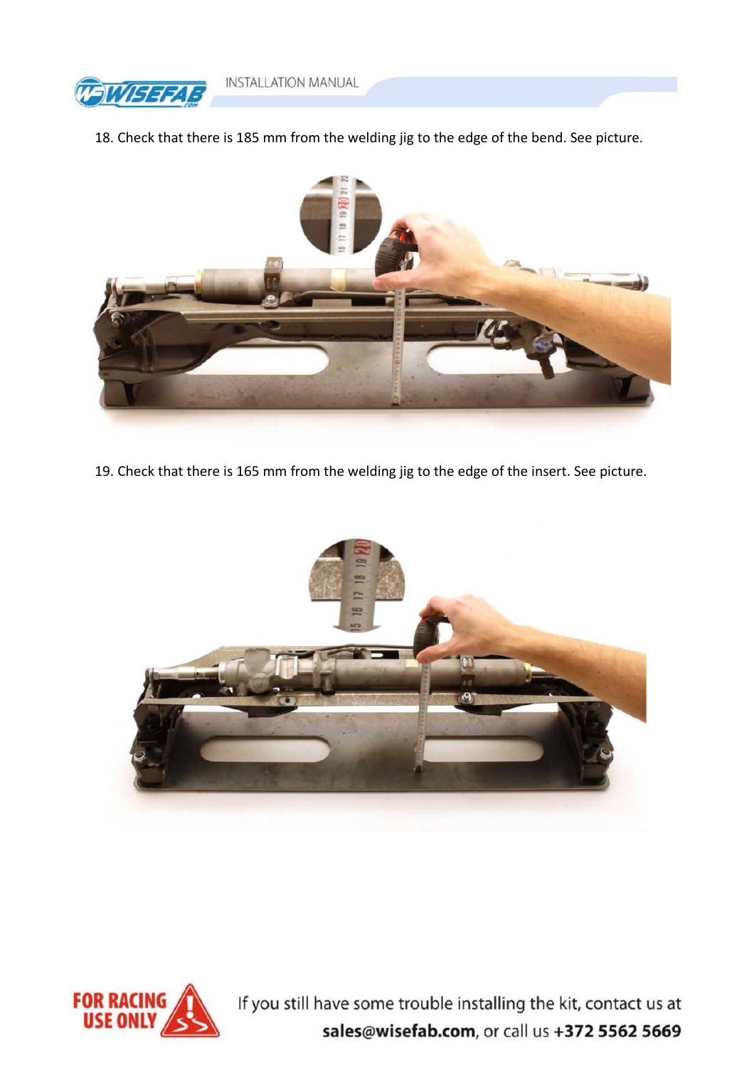18. Check that there is 185 mm from the welding jig to the edge of the bend. See picture.

19. Check that there is 165 mm from the welding jig to the edge of the insert. See picture.

If you still have some trouble installing the kit, contact us at **sales@wisefab.com**, or call us **+372 5562 5669**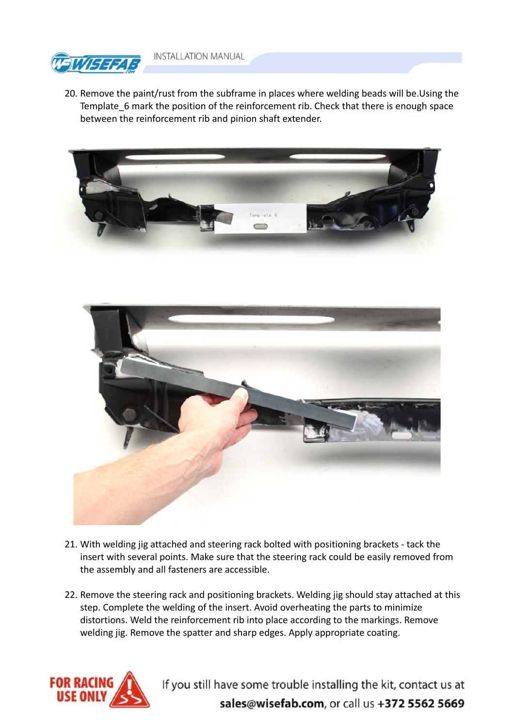20. Remove the paint/rust from the subframe in places where welding beads will be.Using the Template_6 mark the position of the reinforcement rib. Check that there is enough space between the reinforcement rib and pinion shaft extender.

21. With welding jig attached and steering rack bolted with positioning brackets - tack the insert with several points. Make sure that the steering rack could be easily removed from the assembly and all fasteners are accessible.

22. Remove the steering rack and positioning brackets. Welding jig should stay attached at this step. Complete the welding of the insert. Avoid overheating the parts to minimize distortions. Weld the reinforcement rib into place according to the markings. Remove welding jig. Remove the spatter and sharp edges. Apply appropriate coating.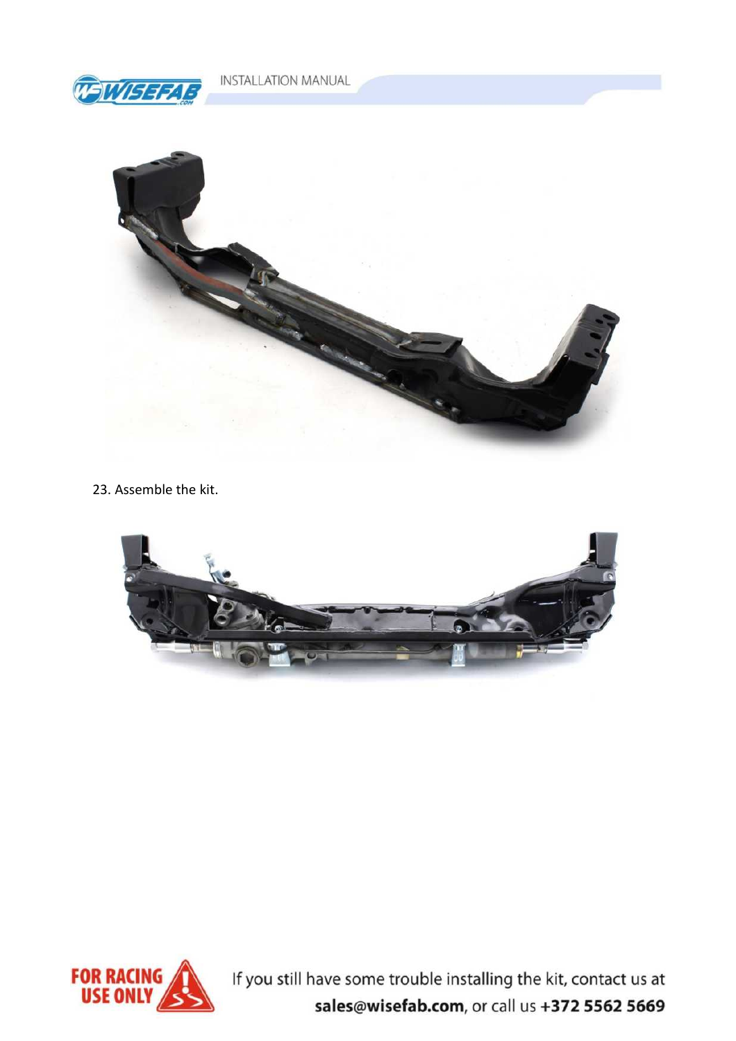23. Assemble the kit.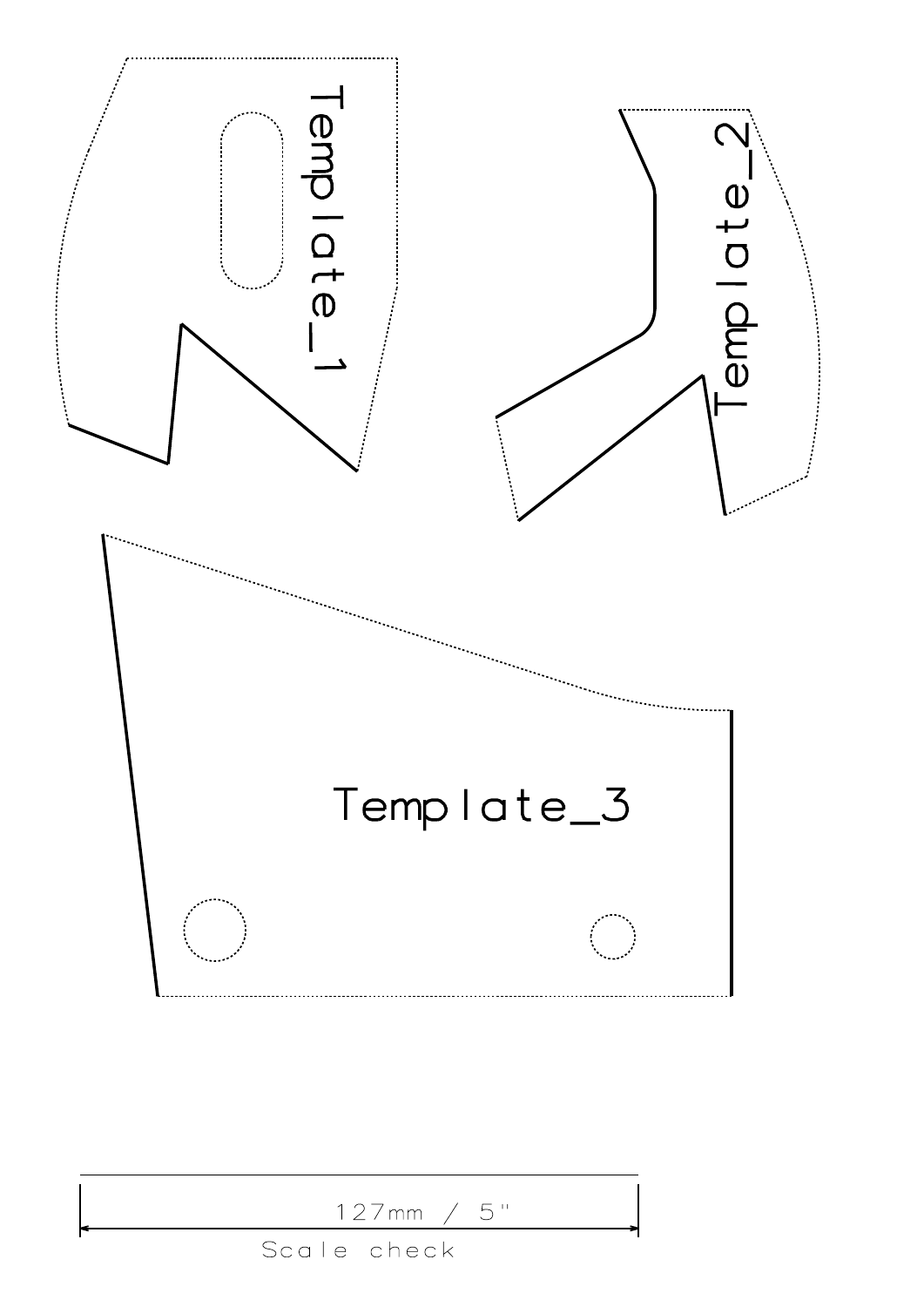Template_1

Template_2

Template_3

127mm / 5"

Scale check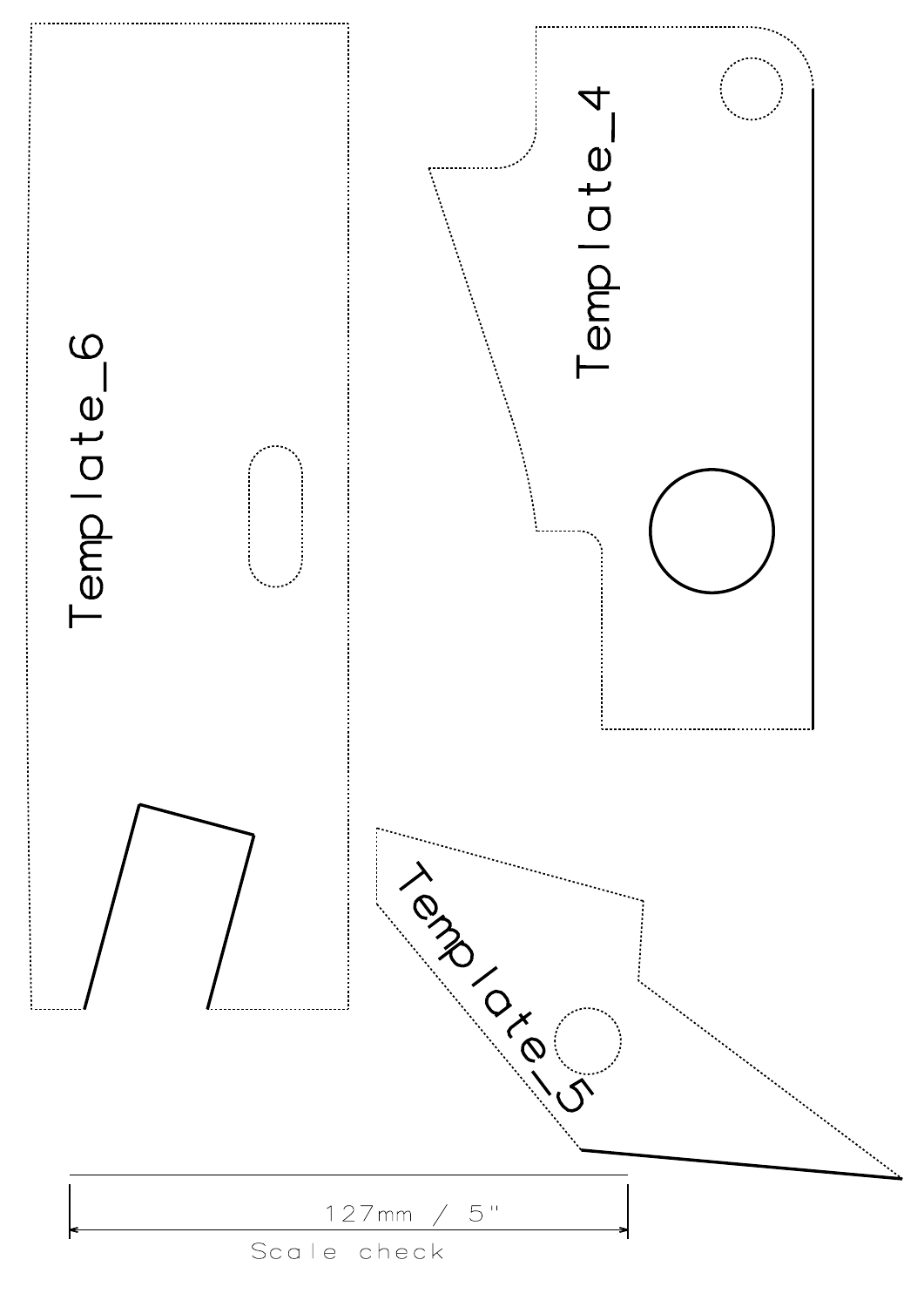Template_6

Template_4

Template_5

127mm / 5"

Scale check